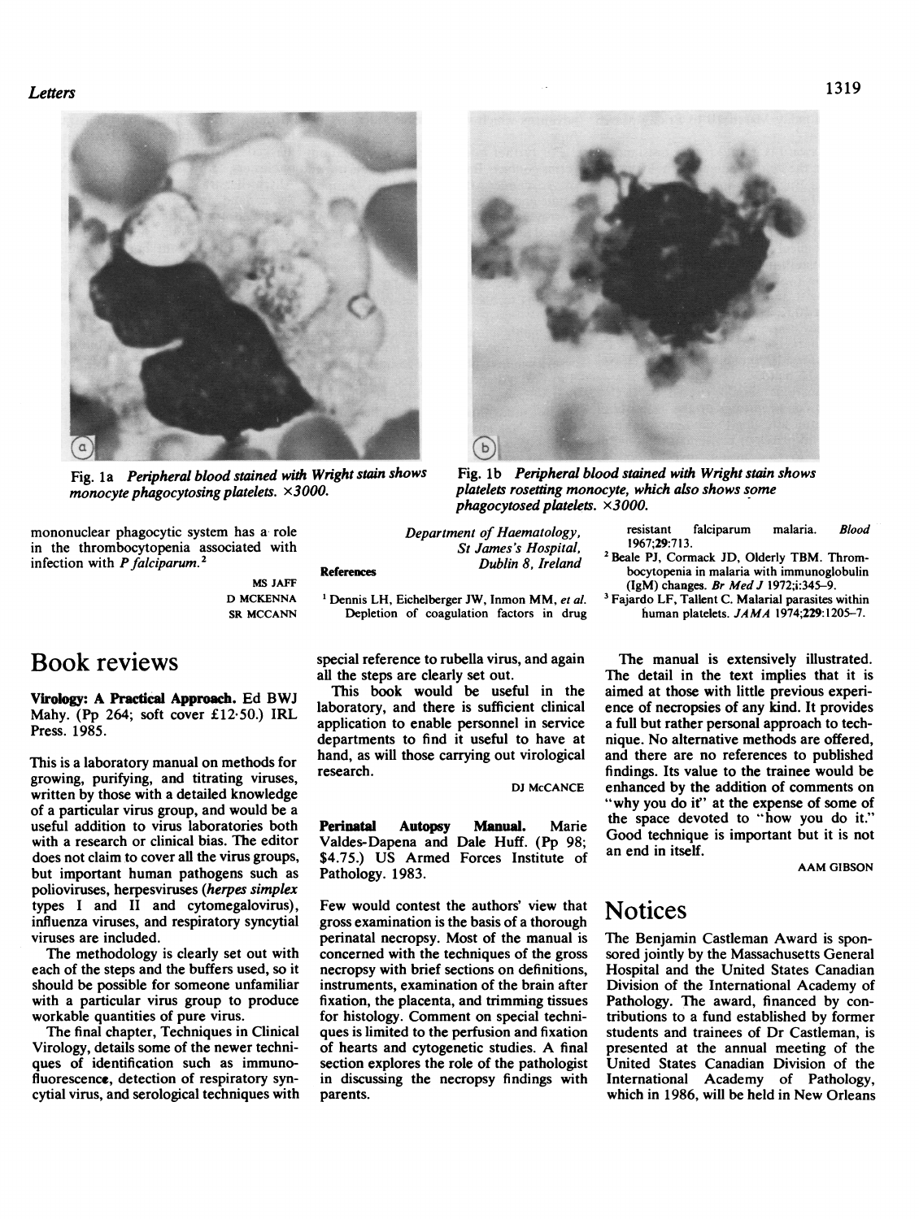Fig. 1a *Peripheral blood stained with Wright stain shows monocyte phagocytosing platelets.* ×3000.

Fig. 1b *Peripheral blood stained with Wright stain shows platelets rosetting monocyte, which also shows some phagocytosed platelets.* ×3000.

mononuclear phagocytic system has a role in the thrombocytopenia associated with infection with *P falciparum*.[2]

MS JAFF
D MCKENNA
SR MCCANN

*Department of Haematology,*
*St James's Hospital,*
*Dublin 8, Ireland*

**References**

[1] Dennis LH, Eichelberger JW, Inmon MM, *et al.* Depletion of coagulation factors in drug resistant falciparum malaria. *Blood* 1967;**29**:713.

[2] Beale PJ, Cormack JD, Olderly TBM. Thrombocytopenia in malaria with immunoglobulin (IgM) changes. *Br Med J* 1972;**i**:345–9.

[3] Fajardo LF, Tallent C. Malarial parasites within human platelets. *JAMA* 1974;**229**:1205–7.

# Book reviews

**Virology: A Practical Approach.** Ed BWJ Mahy. (Pp 264; soft cover £12·50.) IRL Press. 1985.

This is a laboratory manual on methods for growing, purifying, and titrating viruses, written by those with a detailed knowledge of a particular virus group, and would be a useful addition to virus laboratories both with a research or clinical bias. The editor does not claim to cover all the virus groups, but important human pathogens such as polioviruses, herpesviruses (*herpes simplex* types I and II and cytomegalovirus), influenza viruses, and respiratory syncytial viruses are included.

The methodology is clearly set out with each of the steps and the buffers used, so it should be possible for someone unfamiliar with a particular virus group to produce workable quantities of pure virus.

The final chapter, Techniques in Clinical Virology, details some of the newer techniques of identification such as immunofluorescence, detection of respiratory syncytial virus, and serological techniques with special reference to rubella virus, and again all the steps are clearly set out.

This book would be useful in the laboratory, and there is sufficient clinical application to enable personnel in service departments to find it useful to have at hand, as will those carrying out virological research.

DJ McCANCE

**Perinatal Autopsy Manual.** Marie Valdes-Dapena and Dale Huff. (Pp 98; $4.75.) US Armed Forces Institute of Pathology. 1983.

Few would contest the authors' view that gross examination is the basis of a thorough perinatal necropsy. Most of the manual is concerned with the techniques of the gross necropsy with brief sections on definitions, instruments, examination of the brain after fixation, the placenta, and trimming tissues for histology. Comment on special techniques is limited to the perfusion and fixation of hearts and cytogenetic studies. A final section explores the role of the pathologist in discussing the necropsy findings with parents.

The manual is extensively illustrated. The detail in the text implies that it is aimed at those with little previous experience of necropsies of any kind. It provides a full but rather personal approach to technique. No alternative methods are offered, and there are no references to published findings. Its value to the trainee would be enhanced by the addition of comments on "why you do it" at the expense of some of the space devoted to "how you do it." Good technique is important but it is not an end in itself.

AAM GIBSON

# Notices

The Benjamin Castleman Award is sponsored jointly by the Massachusetts General Hospital and the United States Canadian Division of the International Academy of Pathology. The award, financed by contributions to a fund established by former students and trainees of Dr Castleman, is presented at the annual meeting of the United States Canadian Division of the International Academy of Pathology, which in 1986, will be held in New Orleans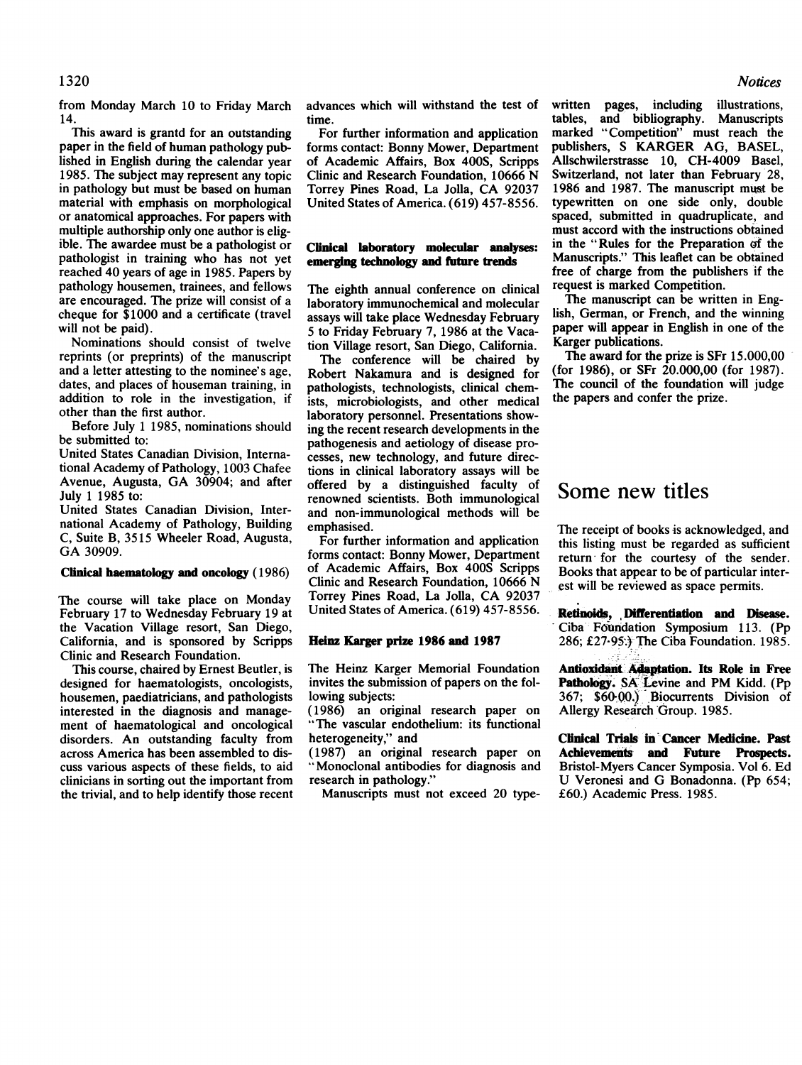from Monday March 10 to Friday March 14.

This award is grantd for an outstanding paper in the field of human pathology published in English during the calendar year 1985. The subject may represent any topic in pathology but must be based on human material with emphasis on morphological or anatomical approaches. For papers with multiple authorship only one author is eligible. The awardee must be a pathologist or pathologist in training who has not yet reached 40 years of age in 1985. Papers by pathology housemen, trainees, and fellows are encouraged. The prize will consist of a cheque for $1000 and a certificate (travel will not be paid).

Nominations should consist of twelve reprints (or preprints) of the manuscript and a letter attesting to the nominee's age, dates, and places of houseman training, in addition to role in the investigation, if other than the first author.

Before July 1 1985, nominations should be submitted to:

United States Canadian Division, International Academy of Pathology, 1003 Chafee Avenue, Augusta, GA 30904; and after July 1 1985 to:

United States Canadian Division, International Academy of Pathology, Building C, Suite B, 3515 Wheeler Road, Augusta, GA 30909.

**Clinical haematology and oncology** (1986)

The course will take place on Monday February 17 to Wednesday February 19 at the Vacation Village resort, San Diego, California, and is sponsored by Scripps Clinic and Research Foundation.

This course, chaired by Ernest Beutler, is designed for haematologists, oncologists, housemen, paediatricians, and pathologists interested in the diagnosis and management of haematological and oncological disorders. An outstanding faculty from across America has been assembled to discuss various aspects of these fields, to aid clinicians in sorting out the important from the trivial, and to help identify those recent advances which will withstand the test of time.

For further information and application forms contact: Bonny Mower, Department of Academic Affairs, Box 400S, Scripps Clinic and Research Foundation, 10666 N Torrey Pines Road, La Jolla, CA 92037 United States of America. (619) 457-8556.

**Clinical laboratory molecular analyses: emerging technology and future trends**

The eighth annual conference on clinical laboratory immunochemical and molecular assays will take place Wednesday February 5 to Friday February 7, 1986 at the Vacation Village resort, San Diego, California.

The conference will be chaired by Robert Nakamura and is designed for pathologists, technologists, clinical chemists, microbiologists, and other medical laboratory personnel. Presentations showing the recent research developments in the pathogenesis and aetiology of disease processes, new technology, and future directions in clinical laboratory assays will be offered by a distinguished faculty of renowned scientists. Both immunological and non-immunological methods will be emphasised.

For further information and application forms contact: Bonny Mower, Department of Academic Affairs, Box 400S Scripps Clinic and Research Foundation, 10666 N Torrey Pines Road, La Jolla, CA 92037 United States of America. (619) 457-8556.

**Heinz Karger prize 1986 and 1987**

The Heinz Karger Memorial Foundation invites the submission of papers on the following subjects:

(1986) an original research paper on "The vascular endothelium: its functional heterogeneity," and

(1987) an original research paper on "Monoclonal antibodies for diagnosis and research in pathology."

Manuscripts must not exceed 20 typewritten pages, including illustrations, tables, and bibliography. Manuscripts marked "Competition" must reach the publishers, S KARGER AG, BASEL, Allschwilerstrasse 10, CH-4009 Basel, Switzerland, not later than February 28, 1986 and 1987. The manuscript must be typewritten on one side only, double spaced, submitted in quadruplicate, and must accord with the instructions obtained in the "Rules for the Preparation of the Manuscripts." This leaflet can be obtained free of charge from the publishers if the request is marked Competition.

The manuscript can be written in English, German, or French, and the winning paper will appear in English in one of the Karger publications.

The award for the prize is SFr 15.000,00 (for 1986), or SFr 20.000,00 (for 1987). The council of the foundation will judge the papers and confer the prize.

# Some new titles

The receipt of books is acknowledged, and this listing must be regarded as sufficient return for the courtesy of the sender. Books that appear to be of particular interest will be reviewed as space permits.

**Retinoids, Differentiation and Disease.** Ciba Foundation Symposium 113. (Pp 286; £27·95.) The Ciba Foundation. 1985.

**Antioxidant Adaptation. Its Role in Free Pathology.** SA Levine and PM Kidd. (Pp 367; $60·00.) Biocurrents Division of Allergy Research Group. 1985.

**Clinical Trials in Cancer Medicine. Past Achievements and Future Prospects.** Bristol-Myers Cancer Symposia. Vol 6. Ed U Veronesi and G Bonadonna. (Pp 654; £60.) Academic Press. 1985.